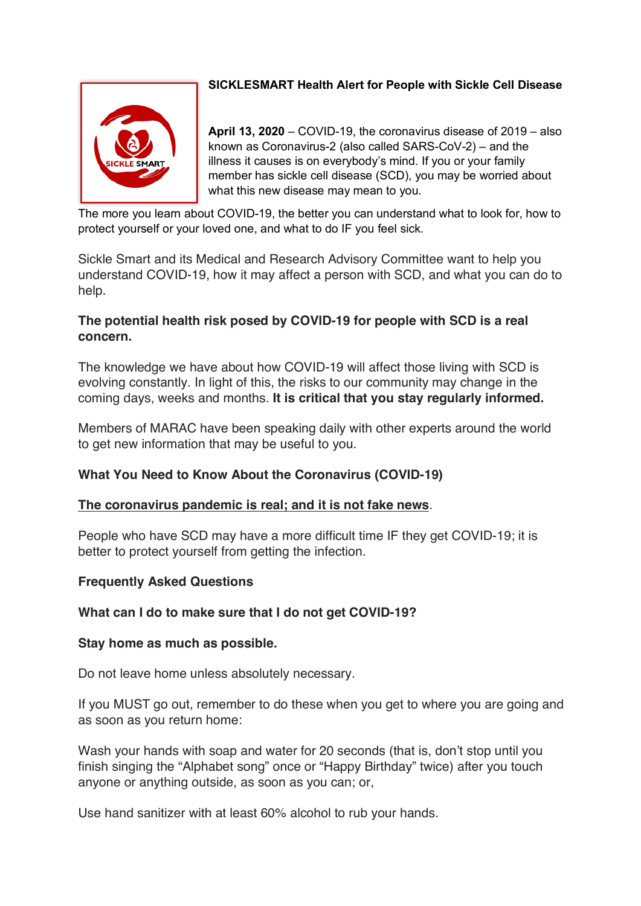**SICKLESMART Health Alert for People with Sickle Cell Disease**

**April 13, 2020** – COVID-19, the coronavirus disease of 2019 – also known as Coronavirus-2 (also called SARS-CoV-2) – and the illness it causes is on everybody's mind. If you or your family member has sickle cell disease (SCD), you may be worried about what this new disease may mean to you.

The more you learn about COVID-19, the better you can understand what to look for, how to protect yourself or your loved one, and what to do IF you feel sick.

Sickle Smart and its Medical and Research Advisory Committee want to help you understand COVID-19, how it may affect a person with SCD, and what you can do to help.

**The potential health risk posed by COVID-19 for people with SCD is a real concern.**

The knowledge we have about how COVID-19 will affect those living with SCD is evolving constantly. In light of this, the risks to our community may change in the coming days, weeks and months. **It is critical that you stay regularly informed.**

Members of MARAC have been speaking daily with other experts around the world to get new information that may be useful to you.

**What You Need to Know About the Coronavirus (COVID-19)**

**The coronavirus pandemic is real; and it is not fake news**.

People who have SCD may have a more difficult time IF they get COVID-19; it is better to protect yourself from getting the infection.

**Frequently Asked Questions**

**What can I do to make sure that I do not get COVID-19?**

**Stay home as much as possible.**

Do not leave home unless absolutely necessary.

If you MUST go out, remember to do these when you get to where you are going and as soon as you return home:

Wash your hands with soap and water for 20 seconds (that is, don't stop until you finish singing the "Alphabet song" once or "Happy Birthday" twice) after you touch anyone or anything outside, as soon as you can; or,

Use hand sanitizer with at least 60% alcohol to rub your hands.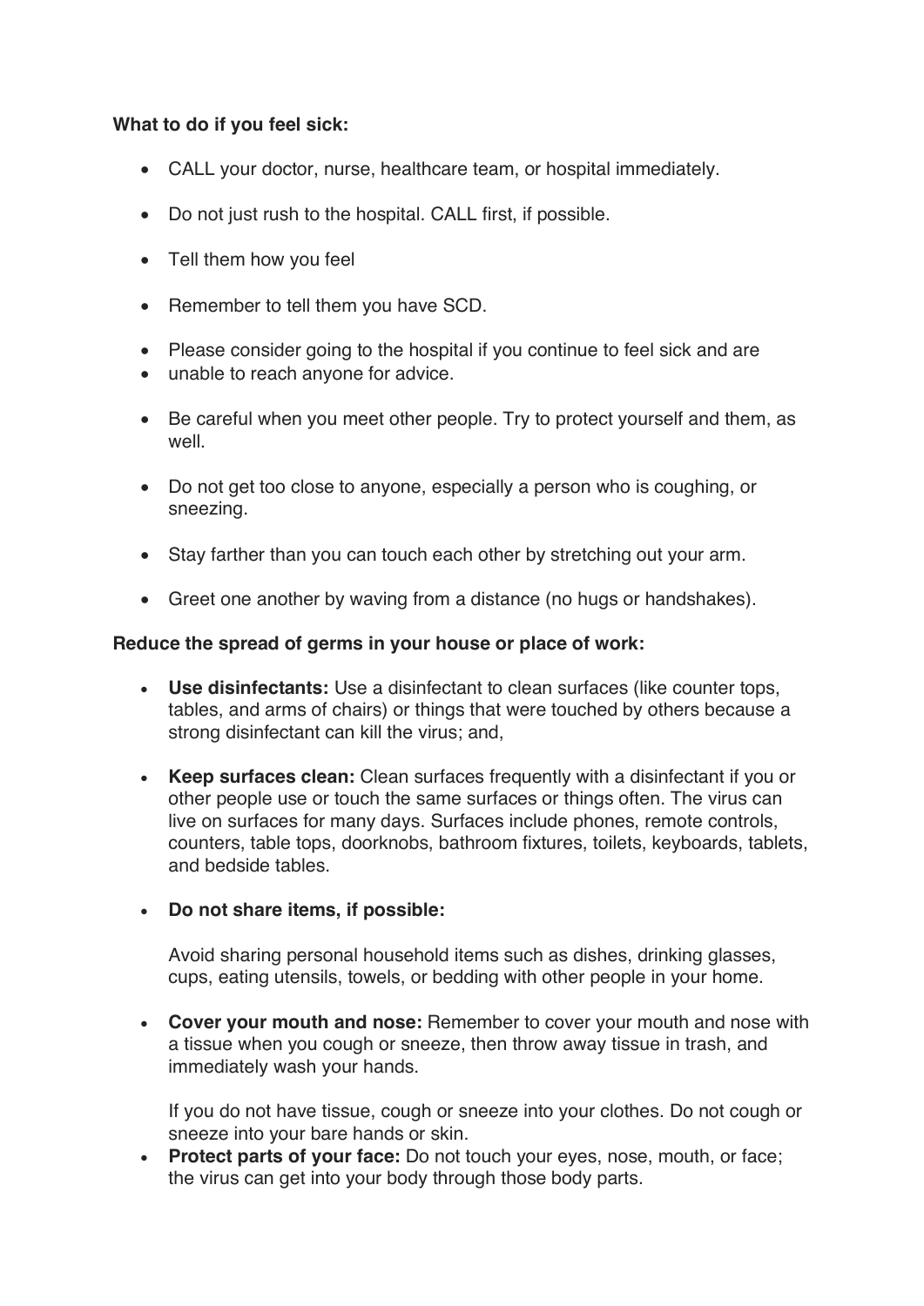**What to do if you feel sick:**

- CALL your doctor, nurse, healthcare team, or hospital immediately.
- Do not just rush to the hospital. CALL first, if possible.
- Tell them how you feel
- Remember to tell them you have SCD.
- Please consider going to the hospital if you continue to feel sick and are
- unable to reach anyone for advice.
- Be careful when you meet other people. Try to protect yourself and them, as well.
- Do not get too close to anyone, especially a person who is coughing, or sneezing.
- Stay farther than you can touch each other by stretching out your arm.
- Greet one another by waving from a distance (no hugs or handshakes).

**Reduce the spread of germs in your house or place of work:**

- **Use disinfectants:** Use a disinfectant to clean surfaces (like counter tops, tables, and arms of chairs) or things that were touched by others because a strong disinfectant can kill the virus; and,
- **Keep surfaces clean:** Clean surfaces frequently with a disinfectant if you or other people use or touch the same surfaces or things often. The virus can live on surfaces for many days. Surfaces include phones, remote controls, counters, table tops, doorknobs, bathroom fixtures, toilets, keyboards, tablets, and bedside tables.
- **Do not share items, if possible:**

  Avoid sharing personal household items such as dishes, drinking glasses, cups, eating utensils, towels, or bedding with other people in your home.

- **Cover your mouth and nose:** Remember to cover your mouth and nose with a tissue when you cough or sneeze, then throw away tissue in trash, and immediately wash your hands.

  If you do not have tissue, cough or sneeze into your clothes. Do not cough or sneeze into your bare hands or skin.
- **Protect parts of your face:** Do not touch your eyes, nose, mouth, or face; the virus can get into your body through those body parts.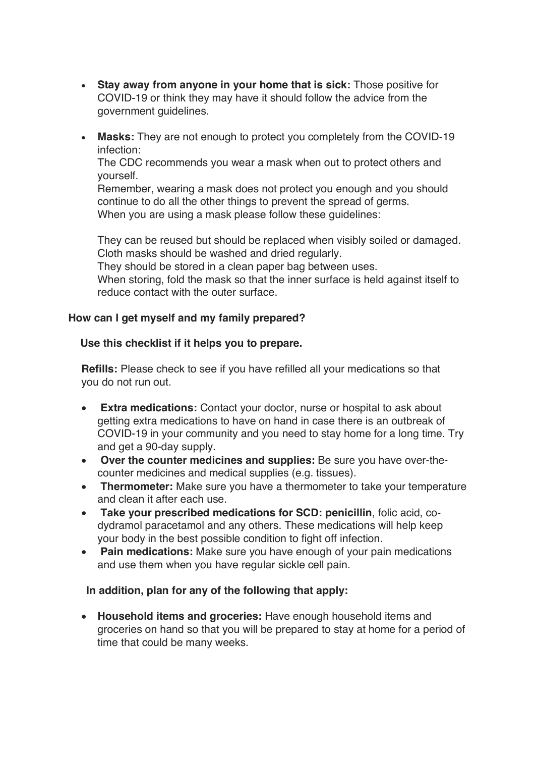- **Stay away from anyone in your home that is sick:** Those positive for COVID-19 or think they may have it should follow the advice from the government guidelines.

- **Masks:** They are not enough to protect you completely from the COVID-19 infection:
  The CDC recommends you wear a mask when out to protect others and yourself.
  Remember, wearing a mask does not protect you enough and you should continue to do all the other things to prevent the spread of germs.
  When you are using a mask please follow these guidelines:

  They can be reused but should be replaced when visibly soiled or damaged.
  Cloth masks should be washed and dried regularly.
  They should be stored in a clean paper bag between uses.
  When storing, fold the mask so that the inner surface is held against itself to reduce contact with the outer surface.

**How can I get myself and my family prepared?**

**Use this checklist if it helps you to prepare.**

**Refills:** Please check to see if you have refilled all your medications so that you do not run out.

- **Extra medications:** Contact your doctor, nurse or hospital to ask about getting extra medications to have on hand in case there is an outbreak of COVID-19 in your community and you need to stay home for a long time. Try and get a 90-day supply.
- **Over the counter medicines and supplies:** Be sure you have over-the-counter medicines and medical supplies (e.g. tissues).
- **Thermometer:** Make sure you have a thermometer to take your temperature and clean it after each use.
- **Take your prescribed medications for SCD: penicillin**, folic acid, co-dydramol paracetamol and any others. These medications will help keep your body in the best possible condition to fight off infection.
- **Pain medications:** Make sure you have enough of your pain medications and use them when you have regular sickle cell pain.

**In addition, plan for any of the following that apply:**

- **Household items and groceries:** Have enough household items and groceries on hand so that you will be prepared to stay at home for a period of time that could be many weeks.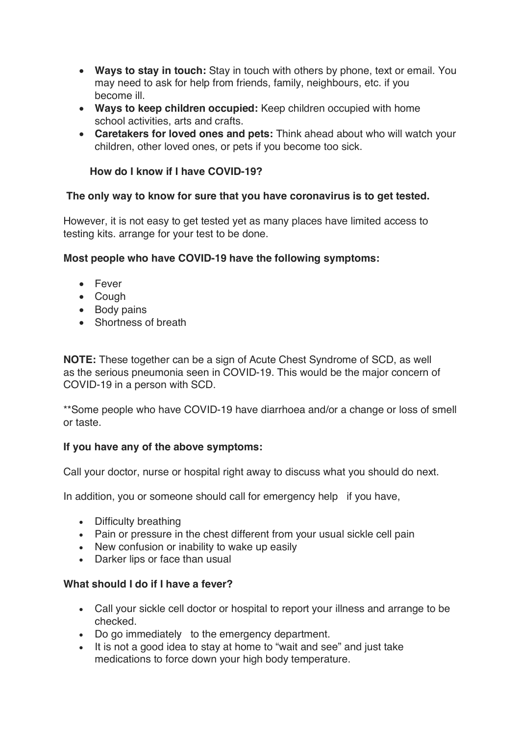- **Ways to stay in touch:** Stay in touch with others by phone, text or email. You may need to ask for help from friends, family, neighbours, etc. if you become ill.
- **Ways to keep children occupied:** Keep children occupied with home school activities, arts and crafts.
- **Caretakers for loved ones and pets:** Think ahead about who will watch your children, other loved ones, or pets if you become too sick.

### How do I know if I have COVID-19?

**The only way to know for sure that you have coronavirus is to get tested.**

However, it is not easy to get tested yet as many places have limited access to testing kits. arrange for your test to be done.

**Most people who have COVID-19 have the following symptoms:**

- Fever
- Cough
- Body pains
- Shortness of breath

**NOTE:** These together can be a sign of Acute Chest Syndrome of SCD, as well as the serious pneumonia seen in COVID-19. This would be the major concern of COVID-19 in a person with SCD.

**Some people who have COVID-19 have diarrhoea and/or a change or loss of smell or taste.

**If you have any of the above symptoms:**

Call your doctor, nurse or hospital right away to discuss what you should do next.

In addition, you or someone should call for emergency help if you have,

- Difficulty breathing
- Pain or pressure in the chest different from your usual sickle cell pain
- New confusion or inability to wake up easily
- Darker lips or face than usual

**What should I do if I have a fever?**

- Call your sickle cell doctor or hospital to report your illness and arrange to be checked.
- Do go immediately to the emergency department.
- It is not a good idea to stay at home to "wait and see" and just take medications to force down your high body temperature.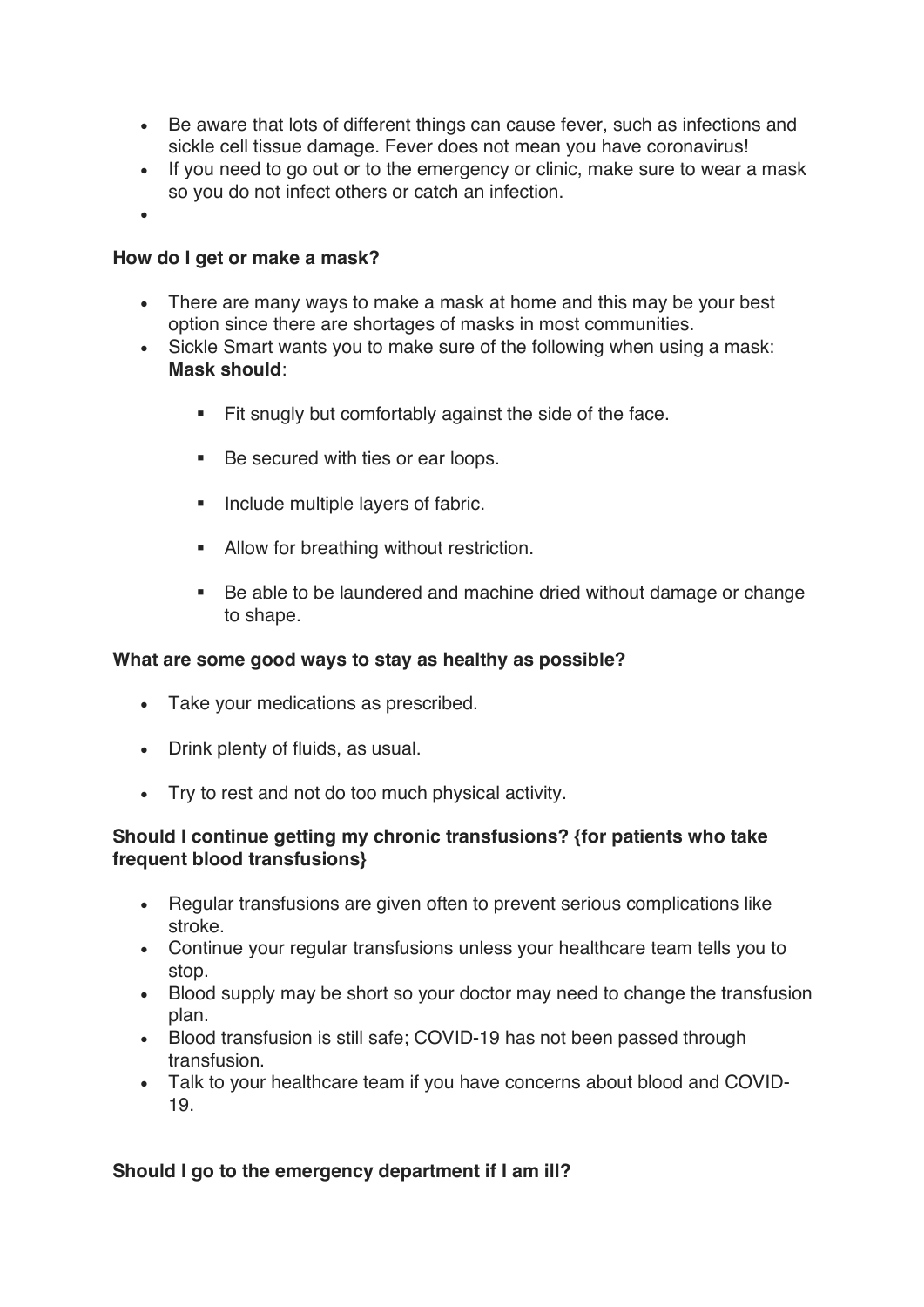- Be aware that lots of different things can cause fever, such as infections and sickle cell tissue damage. Fever does not mean you have coronavirus!
- If you need to go out or to the emergency or clinic, make sure to wear a mask so you do not infect others or catch an infection.
- 

**How do I get or make a mask?**

- There are many ways to make a mask at home and this may be your best option since there are shortages of masks in most communities.
- Sickle Smart wants you to make sure of the following when using a mask: **Mask should**:
    - Fit snugly but comfortably against the side of the face.
    - Be secured with ties or ear loops.
    - Include multiple layers of fabric.
    - Allow for breathing without restriction.
    - Be able to be laundered and machine dried without damage or change to shape.

**What are some good ways to stay as healthy as possible?**

- Take your medications as prescribed.
- Drink plenty of fluids, as usual.
- Try to rest and not do too much physical activity.

**Should I continue getting my chronic transfusions? {for patients who take frequent blood transfusions}**

- Regular transfusions are given often to prevent serious complications like stroke.
- Continue your regular transfusions unless your healthcare team tells you to stop.
- Blood supply may be short so your doctor may need to change the transfusion plan.
- Blood transfusion is still safe; COVID-19 has not been passed through transfusion.
- Talk to your healthcare team if you have concerns about blood and COVID-19.

**Should I go to the emergency department if I am ill?**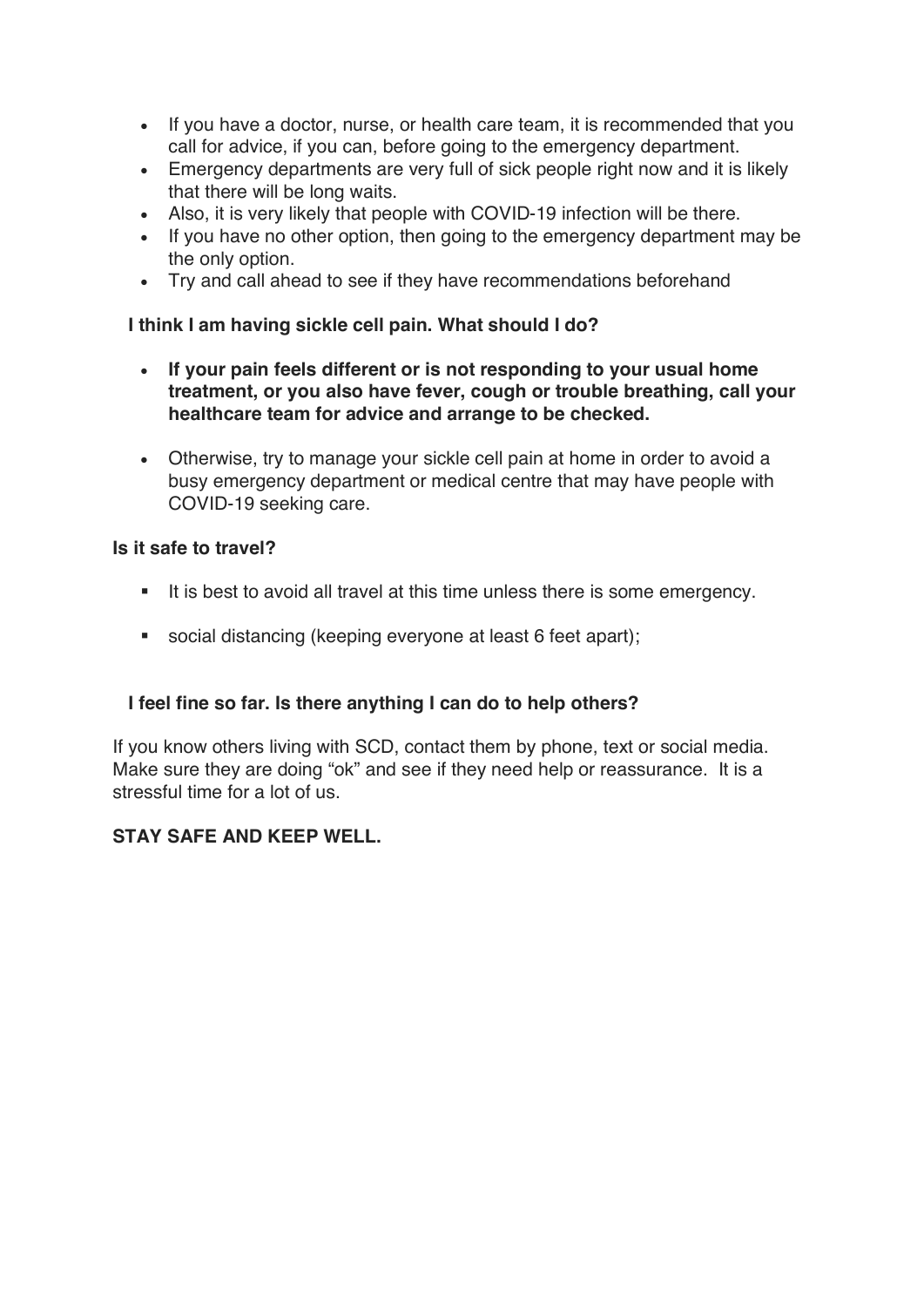- If you have a doctor, nurse, or health care team, it is recommended that you call for advice, if you can, before going to the emergency department.
- Emergency departments are very full of sick people right now and it is likely that there will be long waits.
- Also, it is very likely that people with COVID-19 infection will be there.
- If you have no other option, then going to the emergency department may be the only option.
- Try and call ahead to see if they have recommendations beforehand

**I think I am having sickle cell pain. What should I do?**

- **If your pain feels different or is not responding to your usual home treatment, or you also have fever, cough or trouble breathing, call your healthcare team for advice and arrange to be checked.**
- Otherwise, try to manage your sickle cell pain at home in order to avoid a busy emergency department or medical centre that may have people with COVID-19 seeking care.

**Is it safe to travel?**

- It is best to avoid all travel at this time unless there is some emergency.
- social distancing (keeping everyone at least 6 feet apart);

**I feel fine so far. Is there anything I can do to help others?**

If you know others living with SCD, contact them by phone, text or social media. Make sure they are doing "ok" and see if they need help or reassurance. It is a stressful time for a lot of us.

**STAY SAFE AND KEEP WELL.**